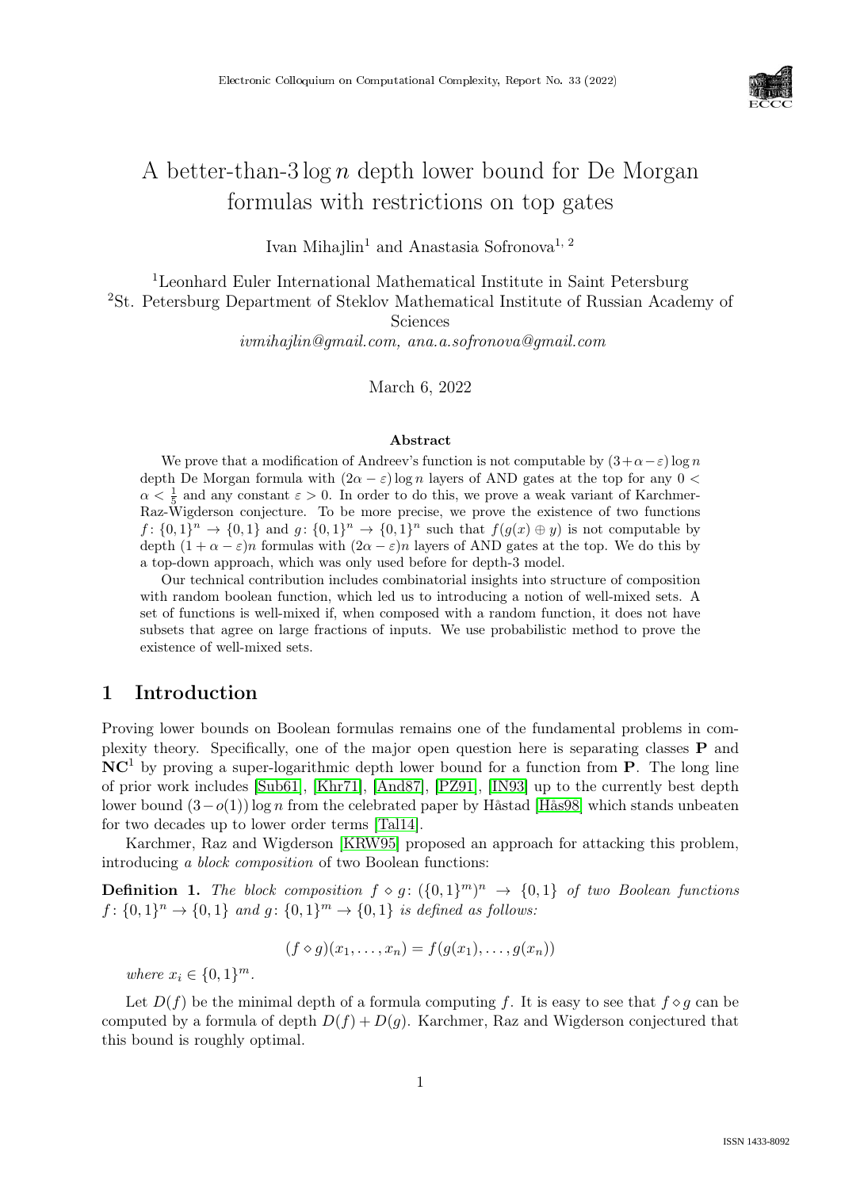# A better-than-3 $\log n$ depth lower bound for De Morgan formulas with restrictions on top gates

Ivan Mihajlin[1] and Anastasia Sofronova[1, 2]

[1]Leonhard Euler International Mathematical Institute in Saint Petersburg
[2]St. Petersburg Department of Steklov Mathematical Institute of Russian Academy of Sciences

*ivmihajlin@gmail.com, ana.a.sofronova@gmail.com*

March 6, 2022

### Abstract

We prove that a modification of Andreev's function is not computable by $(3+\alpha-\varepsilon)\log n$ depth De Morgan formula with $(2\alpha-\varepsilon)\log n$ layers of AND gates at the top for any $0 < \alpha < \frac{1}{5}$ and any constant $\varepsilon > 0$. In order to do this, we prove a weak variant of Karchmer-Raz-Wigderson conjecture. To be more precise, we prove the existence of two functions $f\colon \{0,1\}^n \to \{0,1\}$ and $g\colon \{0,1\}^n \to \{0,1\}^n$ such that $f(g(x)\oplus y)$ is not computable by depth $(1+\alpha-\varepsilon)n$ formulas with $(2\alpha-\varepsilon)n$ layers of AND gates at the top. We do this by a top-down approach, which was only used before for depth-3 model.

Our technical contribution includes combinatorial insights into structure of composition with random boolean function, which led us to introducing a notion of well-mixed sets. A set of functions is well-mixed if, when composed with a random function, it does not have subsets that agree on large fractions of inputs. We use probabilistic method to prove the existence of well-mixed sets.

## 1 Introduction

Proving lower bounds on Boolean formulas remains one of the fundamental problems in complexity theory. Specifically, one of the major open question here is separating classes **P** and $\mathbf{NC}^1$ by proving a super-logarithmic depth lower bound for a function from **P**. The long line of prior work includes [Sub61], [Khr71], [And87], [PZ91], [IN93] up to the currently best depth lower bound $(3-o(1))\log n$ from the celebrated paper by Håstad [Hås98] which stands unbeaten for two decades up to lower order terms [Tal14].

Karchmer, Raz and Wigderson [KRW95] proposed an approach for attacking this problem, introducing *a block composition* of two Boolean functions:

**Definition 1.** *The block composition $f \diamond g\colon (\{0,1\}^m)^n \to \{0,1\}$ of two Boolean functions $f\colon \{0,1\}^n \to \{0,1\}$ and $g\colon \{0,1\}^m \to \{0,1\}$ is defined as follows:*

$$(f \diamond g)(x_1, \ldots, x_n) = f(g(x_1), \ldots, g(x_n))$$

*where $x_i \in \{0,1\}^m$.*

Let $D(f)$ be the minimal depth of a formula computing $f$. It is easy to see that $f \diamond g$ can be computed by a formula of depth $D(f) + D(g)$. Karchmer, Raz and Wigderson conjectured that this bound is roughly optimal.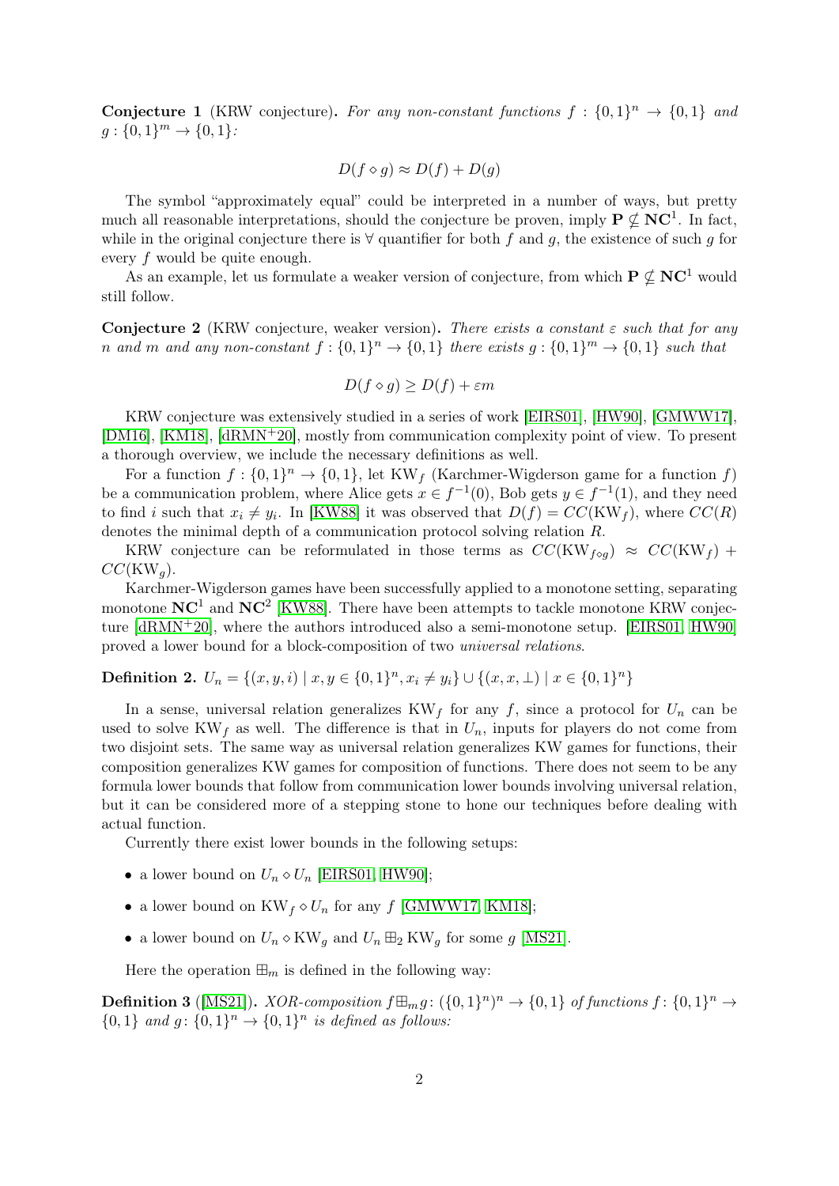**Conjecture 1** (KRW conjecture)**.** *For any non-constant functions $f : \{0,1\}^n \to \{0,1\}$ and $g : \{0,1\}^m \to \{0,1\}$:*

$$D(f \diamond g) \approx D(f) + D(g)$$

The symbol "approximately equal" could be interpreted in a number of ways, but pretty much all reasonable interpretations, should the conjecture be proven, imply $\mathbf{P} \not\subseteq \mathbf{NC}^1$. In fact, while in the original conjecture there is $\forall$ quantifier for both $f$ and $g$, the existence of such $g$ for every $f$ would be quite enough.

As an example, let us formulate a weaker version of conjecture, from which $\mathbf{P} \not\subseteq \mathbf{NC}^1$ would still follow.

**Conjecture 2** (KRW conjecture, weaker version)**.** *There exists a constant $\varepsilon$ such that for any $n$ and $m$ and any non-constant $f : \{0,1\}^n \to \{0,1\}$ there exists $g : \{0,1\}^m \to \{0,1\}$ such that*

$$D(f \diamond g) \geq D(f) + \varepsilon m$$

KRW conjecture was extensively studied in a series of work [EIRS01], [HW90], [GMWW17], [DM16], [KM18], [dRMN+20], mostly from communication complexity point of view. To present a thorough overview, we include the necessary definitions as well.

For a function $f : \{0,1\}^n \to \{0,1\}$, let $\mathrm{KW}_f$ (Karchmer-Wigderson game for a function $f$) be a communication problem, where Alice gets $x \in f^{-1}(0)$, Bob gets $y \in f^{-1}(1)$, and they need to find $i$ such that $x_i \neq y_i$. In [KW88] it was observed that $D(f) = CC(\mathrm{KW}_f)$, where $CC(R)$ denotes the minimal depth of a communication protocol solving relation $R$.

KRW conjecture can be reformulated in those terms as $CC(\mathrm{KW}_{f \diamond g}) \approx CC(\mathrm{KW}_f) + CC(\mathrm{KW}_g)$.

Karchmer-Wigderson games have been successfully applied to a monotone setting, separating monotone $\mathbf{NC}^1$ and $\mathbf{NC}^2$ [KW88]. There have been attempts to tackle monotone KRW conjecture [dRMN+20], where the authors introduced also a semi-monotone setup. [EIRS01, HW90] proved a lower bound for a block-composition of two *universal relations*.

**Definition 2.** $U_n = \{(x, y, i) \mid x, y \in \{0,1\}^n, x_i \neq y_i\} \cup \{(x, x, \perp) \mid x \in \{0,1\}^n\}$

In a sense, universal relation generalizes $\mathrm{KW}_f$ for any $f$, since a protocol for $U_n$ can be used to solve $\mathrm{KW}_f$ as well. The difference is that in $U_n$, inputs for players do not come from two disjoint sets. The same way as universal relation generalizes KW games for functions, their composition generalizes KW games for composition of functions. There does not seem to be any formula lower bounds that follow from communication lower bounds involving universal relation, but it can be considered more of a stepping stone to hone our techniques before dealing with actual function.

Currently there exist lower bounds in the following setups:

- a lower bound on $U_n \diamond U_n$ [EIRS01, HW90];
- a lower bound on $\mathrm{KW}_f \diamond U_n$ for any $f$ [GMWW17, KM18];
- a lower bound on $U_n \diamond \mathrm{KW}_g$ and $U_n \boxplus_2 \mathrm{KW}_g$ for some $g$ [MS21].

Here the operation $\boxplus_m$ is defined in the following way:

**Definition 3** ([MS21])**.** *XOR-composition $f \boxplus_m g \colon (\{0,1\}^n)^n \to \{0,1\}$ of functions $f \colon \{0,1\}^n \to \{0,1\}$ and $g \colon \{0,1\}^n \to \{0,1\}^n$ is defined as follows:*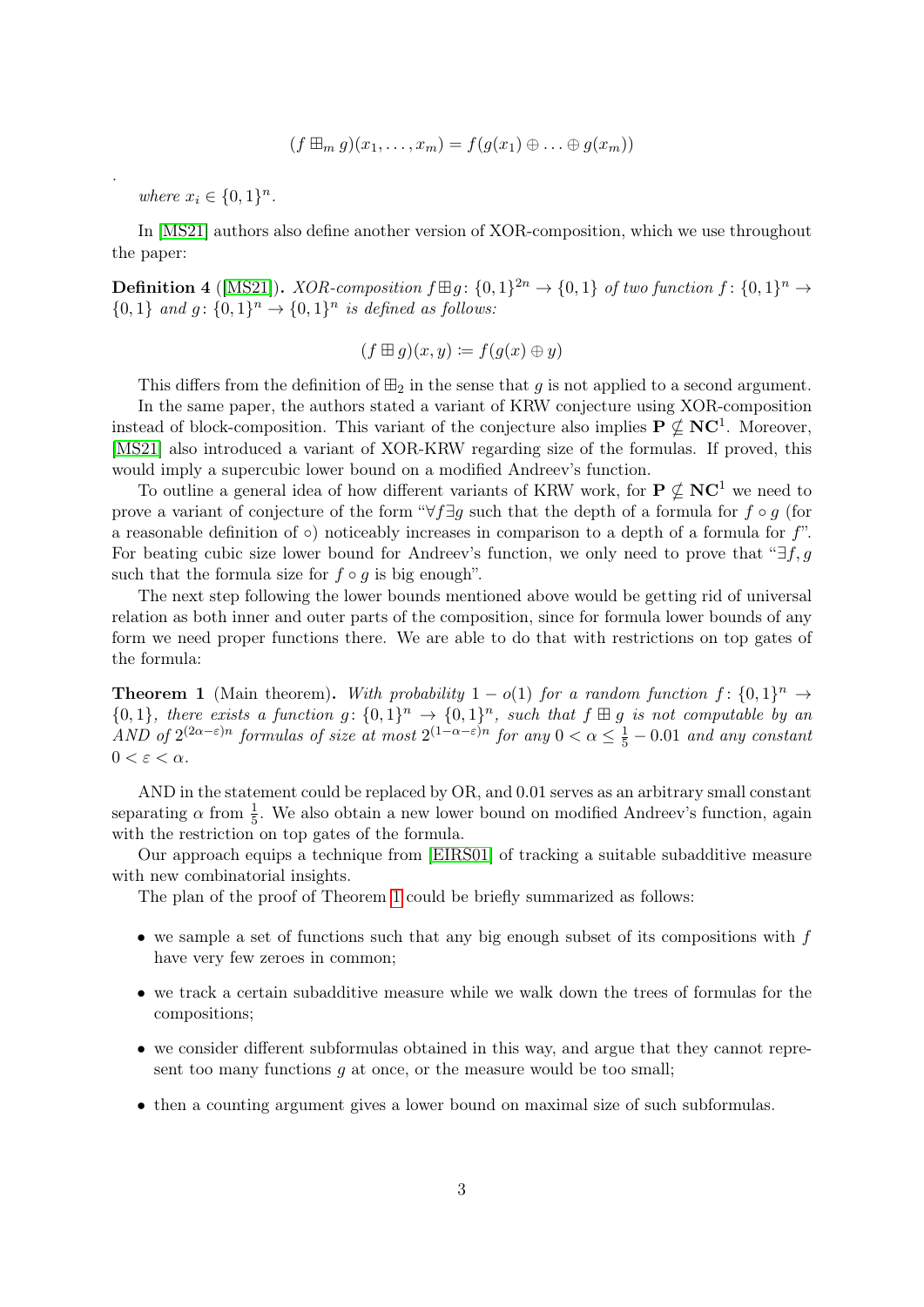$$(f \boxplus_m g)(x_1, \ldots, x_m) = f(g(x_1) \oplus \ldots \oplus g(x_m))$$

.

*where* $x_i \in \{0,1\}^n$.

In [MS21] authors also define another version of XOR-composition, which we use throughout the paper:

**Definition 4** ([MS21])**.** *XOR-composition* $f \boxplus g \colon \{0,1\}^{2n} \to \{0,1\}$ *of two function* $f \colon \{0,1\}^n \to \{0,1\}$ *and* $g \colon \{0,1\}^n \to \{0,1\}^n$ *is defined as follows:*

$$(f \boxplus g)(x, y) \coloneqq f(g(x) \oplus y)$$

This differs from the definition of $\boxplus_2$ in the sense that $g$ is not applied to a second argument.

In the same paper, the authors stated a variant of KRW conjecture using XOR-composition instead of block-composition. This variant of the conjecture also implies $\mathbf{P} \not\subseteq \mathbf{NC}^1$. Moreover, [MS21] also introduced a variant of XOR-KRW regarding size of the formulas. If proved, this would imply a supercubic lower bound on a modified Andreev's function.

To outline a general idea of how different variants of KRW work, for $\mathbf{P} \not\subseteq \mathbf{NC}^1$ we need to prove a variant of conjecture of the form "$\forall f \exists g$ such that the depth of a formula for $f \circ g$ (for a reasonable definition of $\circ$) noticeably increases in comparison to a depth of a formula for $f$". For beating cubic size lower bound for Andreev's function, we only need to prove that "$\exists f, g$ such that the formula size for $f \circ g$ is big enough".

The next step following the lower bounds mentioned above would be getting rid of universal relation as both inner and outer parts of the composition, since for formula lower bounds of any form we need proper functions there. We are able to do that with restrictions on top gates of the formula:

**Theorem 1** (Main theorem)**.** *With probability* $1 - o(1)$ *for a random function* $f \colon \{0,1\}^n \to \{0,1\}$*, there exists a function* $g \colon \{0,1\}^n \to \{0,1\}^n$*, such that* $f \boxplus g$ *is not computable by an AND of* $2^{(2\alpha - \varepsilon)n}$ *formulas of size at most* $2^{(1-\alpha-\varepsilon)n}$ *for any* $0 < \alpha \leq \frac{1}{5} - 0.01$ *and any constant* $0 < \varepsilon < \alpha$.

AND in the statement could be replaced by OR, and 0.01 serves as an arbitrary small constant separating $\alpha$ from $\frac{1}{5}$. We also obtain a new lower bound on modified Andreev's function, again with the restriction on top gates of the formula.

Our approach equips a technique from [EIRS01] of tracking a suitable subadditive measure with new combinatorial insights.

The plan of the proof of Theorem 1 could be briefly summarized as follows:

- we sample a set of functions such that any big enough subset of its compositions with $f$ have very few zeroes in common;
- we track a certain subadditive measure while we walk down the trees of formulas for the compositions;
- we consider different subformulas obtained in this way, and argue that they cannot represent too many functions $g$ at once, or the measure would be too small;
- then a counting argument gives a lower bound on maximal size of such subformulas.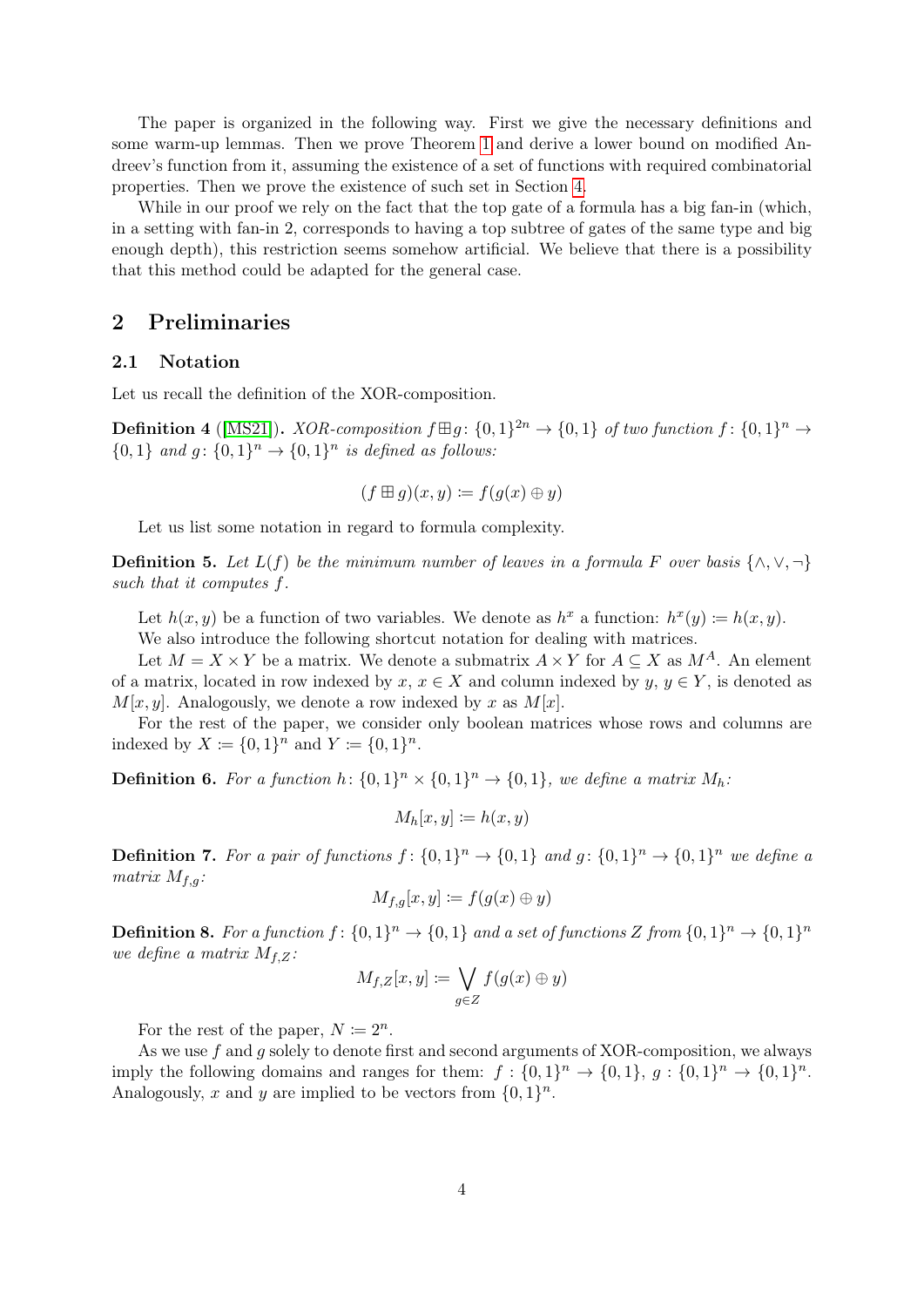The paper is organized in the following way. First we give the necessary definitions and some warm-up lemmas. Then we prove Theorem 1 and derive a lower bound on modified Andreev's function from it, assuming the existence of a set of functions with required combinatorial properties. Then we prove the existence of such set in Section 4.

While in our proof we rely on the fact that the top gate of a formula has a big fan-in (which, in a setting with fan-in 2, corresponds to having a top subtree of gates of the same type and big enough depth), this restriction seems somehow artificial. We believe that there is a possibility that this method could be adapted for the general case.

## 2 Preliminaries

### 2.1 Notation

Let us recall the definition of the XOR-composition.

**Definition 4** ([MS21])**.** *XOR-composition $f \boxplus g \colon \{0,1\}^{2n} \to \{0,1\}$ of two function $f \colon \{0,1\}^n \to \{0,1\}$ and $g \colon \{0,1\}^n \to \{0,1\}^n$ is defined as follows:*

$$(f \boxplus g)(x, y) \coloneqq f(g(x) \oplus y)$$

Let us list some notation in regard to formula complexity.

**Definition 5.** *Let $L(f)$ be the minimum number of leaves in a formula $F$ over basis $\{\wedge, \vee, \neg\}$ such that it computes $f$.*

Let $h(x, y)$ be a function of two variables. We denote as $h^x$ a function: $h^x(y) \coloneqq h(x, y)$.

We also introduce the following shortcut notation for dealing with matrices.

Let $M = X \times Y$ be a matrix. We denote a submatrix $A \times Y$ for $A \subseteq X$ as $M^A$. An element of a matrix, located in row indexed by $x$, $x \in X$ and column indexed by $y$, $y \in Y$, is denoted as $M[x, y]$. Analogously, we denote a row indexed by $x$ as $M[x]$.

For the rest of the paper, we consider only boolean matrices whose rows and columns are indexed by $X \coloneqq \{0,1\}^n$ and $Y \coloneqq \{0,1\}^n$.

**Definition 6.** *For a function $h \colon \{0,1\}^n \times \{0,1\}^n \to \{0,1\}$, we define a matrix $M_h$:*

$$M_h[x, y] \coloneqq h(x, y)$$

**Definition 7.** *For a pair of functions $f \colon \{0,1\}^n \to \{0,1\}$ and $g \colon \{0,1\}^n \to \{0,1\}^n$ we define a matrix $M_{f,g}$:*

$$M_{f,g}[x, y] \coloneqq f(g(x) \oplus y)$$

**Definition 8.** *For a function $f \colon \{0,1\}^n \to \{0,1\}$ and a set of functions $Z$ from $\{0,1\}^n \to \{0,1\}^n$ we define a matrix $M_{f,Z}$:*

$$M_{f,Z}[x, y] \coloneqq \bigvee_{g \in Z} f(g(x) \oplus y)$$

For the rest of the paper, $N \coloneqq 2^n$.

As we use $f$ and $g$ solely to denote first and second arguments of XOR-composition, we always imply the following domains and ranges for them: $f : \{0,1\}^n \to \{0,1\}$, $g : \{0,1\}^n \to \{0,1\}^n$. Analogously, $x$ and $y$ are implied to be vectors from $\{0,1\}^n$.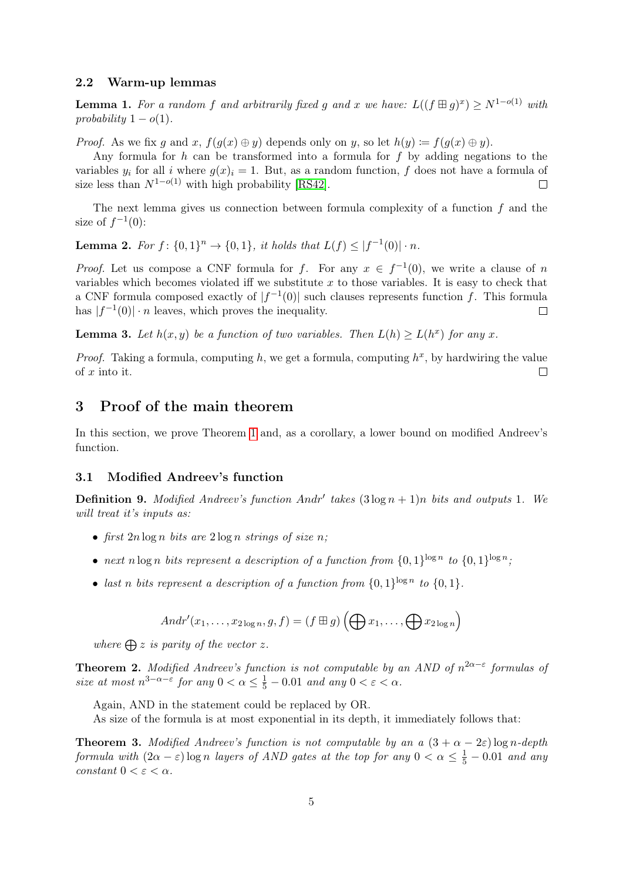### 2.2 Warm-up lemmas

**Lemma 1.** *For a random $f$ and arbitrarily fixed $g$ and $x$ we have: $L((f \boxplus g)^x) \geq N^{1-o(1)}$ with probability $1 - o(1)$.*

*Proof.* As we fix $g$ and $x$, $f(g(x) \oplus y)$ depends only on $y$, so let $h(y) \coloneqq f(g(x) \oplus y)$.

Any formula for $h$ can be transformed into a formula for $f$ by adding negations to the variables $y_i$ for all $i$ where $g(x)_i = 1$. But, as a random function, $f$ does not have a formula of size less than $N^{1-o(1)}$ with high probability [RS42]. $\square$

The next lemma gives us connection between formula complexity of a function $f$ and the size of $f^{-1}(0)$:

**Lemma 2.** *For $f \colon \{0,1\}^n \to \{0,1\}$, it holds that $L(f) \leq |f^{-1}(0)| \cdot n$.*

*Proof.* Let us compose a CNF formula for $f$. For any $x \in f^{-1}(0)$, we write a clause of $n$ variables which becomes violated iff we substitute $x$ to those variables. It is easy to check that a CNF formula composed exactly of $|f^{-1}(0)|$ such clauses represents function $f$. This formula has $|f^{-1}(0)| \cdot n$ leaves, which proves the inequality. $\square$

**Lemma 3.** *Let $h(x, y)$ be a function of two variables. Then $L(h) \geq L(h^x)$ for any $x$.*

*Proof.* Taking a formula, computing $h$, we get a formula, computing $h^x$, by hardwiring the value of $x$ into it. $\square$

## 3 Proof of the main theorem

In this section, we prove Theorem 1 and, as a corollary, a lower bound on modified Andreev's function.

### 3.1 Modified Andreev's function

**Definition 9.** *Modified Andreev's function $Andr'$ takes $(3 \log n + 1)n$ bits and outputs 1. We will treat it's inputs as:*

- *first $2n \log n$ bits are $2 \log n$ strings of size $n$;*
- *next $n \log n$ bits represent a description of a function from $\{0,1\}^{\log n}$ to $\{0,1\}^{\log n}$;*
- *last $n$ bits represent a description of a function from $\{0,1\}^{\log n}$ to $\{0,1\}$.*

$$Andr'(x_1, \ldots, x_{2 \log n}, g, f) = (f \boxplus g) \left( \bigoplus x_1, \ldots, \bigoplus x_{2 \log n} \right)$$

*where $\bigoplus z$ is parity of the vector $z$.*

**Theorem 2.** *Modified Andreev's function is not computable by an AND of $n^{2\alpha - \varepsilon}$ formulas of size at most $n^{3-\alpha-\varepsilon}$ for any $0 < \alpha \leq \frac{1}{5} - 0.01$ and any $0 < \varepsilon < \alpha$.*

Again, AND in the statement could be replaced by OR.

As size of the formula is at most exponential in its depth, it immediately follows that:

**Theorem 3.** *Modified Andreev's function is not computable by an a $(3 + \alpha - 2\varepsilon) \log n$-depth formula with $(2\alpha - \varepsilon) \log n$ layers of AND gates at the top for any $0 < \alpha \leq \frac{1}{5} - 0.01$ and any constant $0 < \varepsilon < \alpha$.*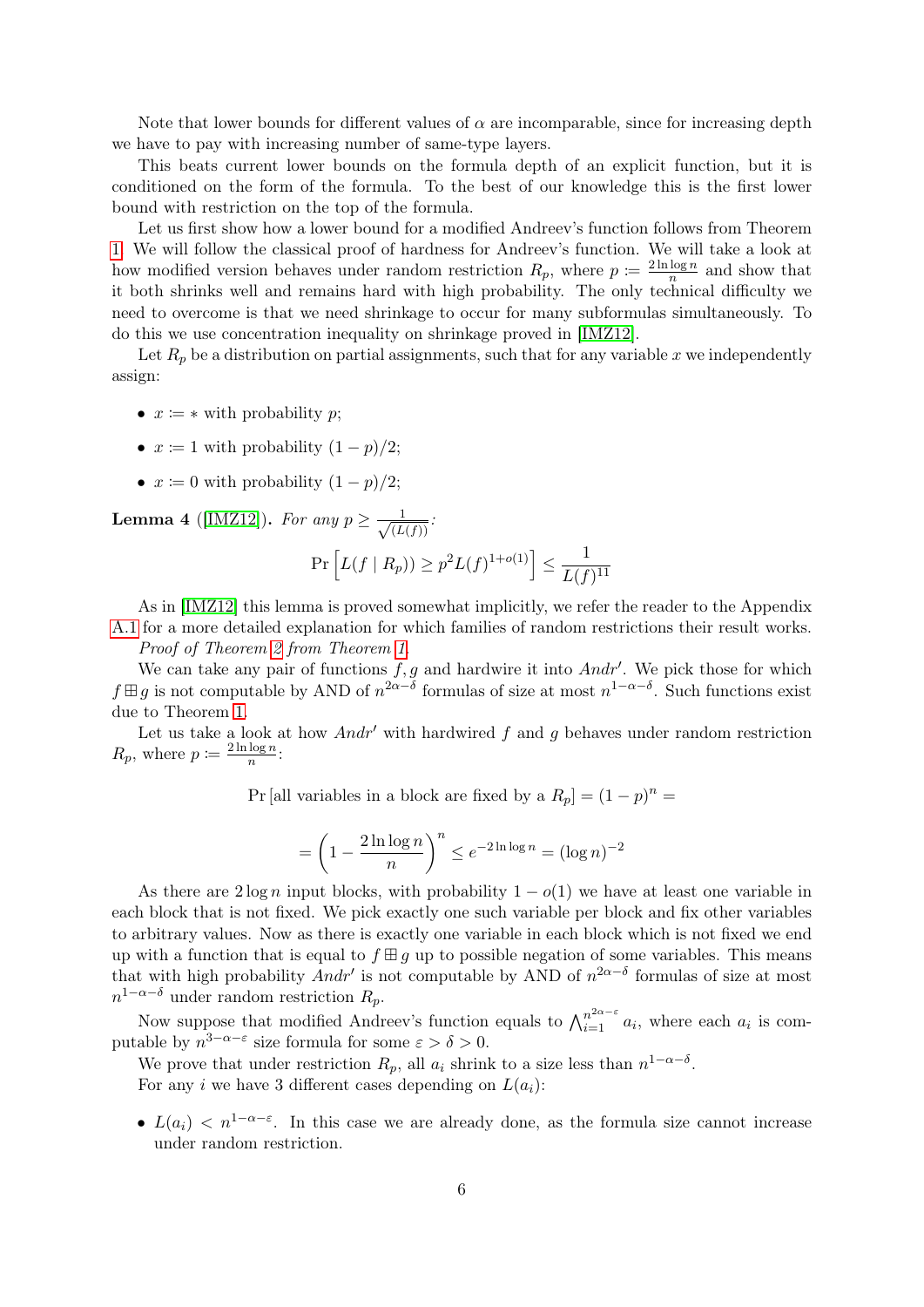Note that lower bounds for different values of $\alpha$ are incomparable, since for increasing depth we have to pay with increasing number of same-type layers.

This beats current lower bounds on the formula depth of an explicit function, but it is conditioned on the form of the formula. To the best of our knowledge this is the first lower bound with restriction on the top of the formula.

Let us first show how a lower bound for a modified Andreev's function follows from Theorem 1. We will follow the classical proof of hardness for Andreev's function. We will take a look at how modified version behaves under random restriction $R_p$, where $p \coloneqq \frac{2 \ln \log n}{n}$ and show that it both shrinks well and remains hard with high probability. The only technical difficulty we need to overcome is that we need shrinkage to occur for many subformulas simultaneously. To do this we use concentration inequality on shrinkage proved in [IMZ12].

Let $R_p$ be a distribution on partial assignments, such that for any variable $x$ we independently assign:

- $x \coloneqq *$ with probability $p$;
- $x \coloneqq 1$ with probability $(1-p)/2$;
- $x \coloneqq 0$ with probability $(1-p)/2$;

**Lemma 4** ([IMZ12]). *For any $p \geq \frac{1}{\sqrt{(L(f))}}$:*

$$\Pr\left[L(f \mid R_p)) \geq p^2 L(f)^{1+o(1)}\right] \leq \frac{1}{L(f)^{11}}$$

As in [IMZ12] this lemma is proved somewhat implicitly, we refer the reader to the Appendix A.1 for a more detailed explanation for which families of random restrictions their result works.

*Proof of Theorem 2 from Theorem 1.*

We can take any pair of functions $f, g$ and hardwire it into $Andr'$. We pick those for which $f \boxplus g$ is not computable by AND of $n^{2\alpha-\delta}$ formulas of size at most $n^{1-\alpha-\delta}$. Such functions exist due to Theorem 1.

Let us take a look at how $Andr'$ with hardwired $f$ and $g$ behaves under random restriction $R_p$, where $p \coloneqq \frac{2 \ln \log n}{n}$:

$$\Pr\left[\text{all variables in a block are fixed by a } R_p\right] = (1-p)^n =$$

$$= \left(1 - \frac{2 \ln \log n}{n}\right)^n \leq e^{-2 \ln \log n} = (\log n)^{-2}$$

As there are $2 \log n$ input blocks, with probability $1 - o(1)$ we have at least one variable in each block that is not fixed. We pick exactly one such variable per block and fix other variables to arbitrary values. Now as there is exactly one variable in each block which is not fixed we end up with a function that is equal to $f \boxplus g$ up to possible negation of some variables. This means that with high probability $Andr'$ is not computable by AND of $n^{2\alpha-\delta}$ formulas of size at most $n^{1-\alpha-\delta}$ under random restriction $R_p$.

Now suppose that modified Andreev's function equals to $\bigwedge_{i=1}^{n^{2\alpha-\varepsilon}} a_i$, where each $a_i$ is computable by $n^{3-\alpha-\varepsilon}$ size formula for some $\varepsilon > \delta > 0$.

We prove that under restriction $R_p$, all $a_i$ shrink to a size less than $n^{1-\alpha-\delta}$.

For any $i$ we have 3 different cases depending on $L(a_i)$:

- $L(a_i) < n^{1-\alpha-\varepsilon}$. In this case we are already done, as the formula size cannot increase under random restriction.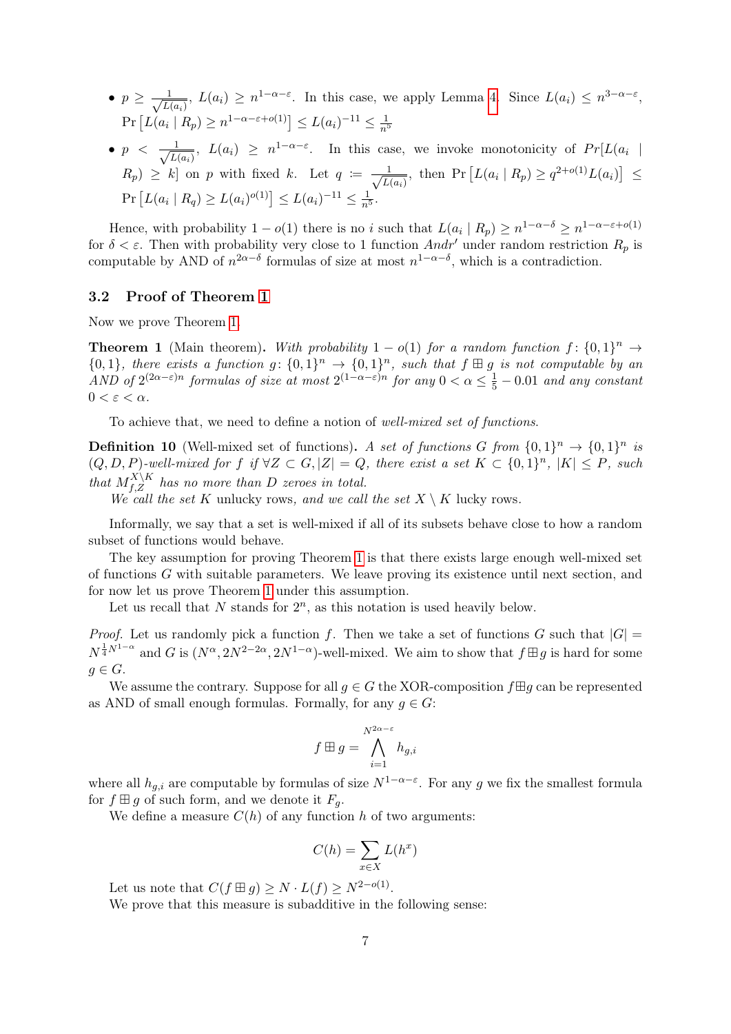- $p \geq \frac{1}{\sqrt{L(a_i)}}$, $L(a_i) \geq n^{1-\alpha-\varepsilon}$. In this case, we apply Lemma 4. Since $L(a_i) \leq n^{3-\alpha-\varepsilon}$, $\Pr\left[L(a_i \mid R_p) \geq n^{1-\alpha-\varepsilon+o(1)}\right] \leq L(a_i)^{-11} \leq \frac{1}{n^5}$
- $p < \frac{1}{\sqrt{L(a_i)}}$, $L(a_i) \geq n^{1-\alpha-\varepsilon}$. In this case, we invoke monotonicity of $Pr[L(a_i \mid R_p) \geq k]$ on $p$ with fixed $k$. Let $q := \frac{1}{\sqrt{L(a_i)}}$, then $\Pr\left[L(a_i \mid R_p) \geq q^{2+o(1)}L(a_i)\right] \leq \Pr\left[L(a_i \mid R_q) \geq L(a_i)^{o(1)}\right] \leq L(a_i)^{-11} \leq \frac{1}{n^5}$.

Hence, with probability $1-o(1)$ there is no $i$ such that $L(a_i \mid R_p) \geq n^{1-\alpha-\delta} \geq n^{1-\alpha-\varepsilon+o(1)}$ for $\delta < \varepsilon$. Then with probability very close to 1 function $Andr'$ under random restriction $R_p$ is computable by AND of $n^{2\alpha-\delta}$ formulas of size at most $n^{1-\alpha-\delta}$, which is a contradiction.

### 3.2 Proof of Theorem 1

Now we prove Theorem 1.

**Theorem 1** (Main theorem). *With probability $1-o(1)$ for a random function $f\colon \{0,1\}^n \to \{0,1\}$, there exists a function $g\colon \{0,1\}^n \to \{0,1\}^n$, such that $f \boxplus g$ is not computable by an AND of $2^{(2\alpha-\varepsilon)n}$ formulas of size at most $2^{(1-\alpha-\varepsilon)n}$ for any $0 < \alpha \leq \frac{1}{5} - 0.01$ and any constant $0 < \varepsilon < \alpha$.*

To achieve that, we need to define a notion of *well-mixed set of functions*.

**Definition 10** (Well-mixed set of functions). *A set of functions $G$ from $\{0,1\}^n \to \{0,1\}^n$ is $(Q, D, P)$-well-mixed for $f$ if $\forall Z \subset G, |Z| = Q$, there exist a set $K \subset \{0,1\}^n$, $|K| \leq P$, such that $M_{f,Z}^{X \setminus K}$ has no more than $D$ zeroes in total.*

*We call the set $K$* unlucky rows, *and we call the set $X \setminus K$* lucky rows.

Informally, we say that a set is well-mixed if all of its subsets behave close to how a random subset of functions would behave.

The key assumption for proving Theorem 1 is that there exists large enough well-mixed set of functions $G$ with suitable parameters. We leave proving its existence until next section, and for now let us prove Theorem 1 under this assumption.

Let us recall that $N$ stands for $2^n$, as this notation is used heavily below.

*Proof.* Let us randomly pick a function $f$. Then we take a set of functions $G$ such that $|G| = N^{\frac{1}{4}N^{1-\alpha}}$ and $G$ is $(N^\alpha, 2N^{2-2\alpha}, 2N^{1-\alpha})$-well-mixed. We aim to show that $f \boxplus g$ is hard for some $g \in G$.

We assume the contrary. Suppose for all $g \in G$ the XOR-composition $f \boxplus g$ can be represented as AND of small enough formulas. Formally, for any $g \in G$:

$$f \boxplus g = \bigwedge_{i=1}^{N^{2\alpha-\varepsilon}} h_{g,i}$$

where all $h_{g,i}$ are computable by formulas of size $N^{1-\alpha-\varepsilon}$. For any $g$ we fix the smallest formula for $f \boxplus g$ of such form, and we denote it $F_g$.

We define a measure $C(h)$ of any function $h$ of two arguments:

$$C(h) = \sum_{x \in X} L(h^x)$$

Let us note that $C(f \boxplus g) \geq N \cdot L(f) \geq N^{2-o(1)}$.

We prove that this measure is subadditive in the following sense: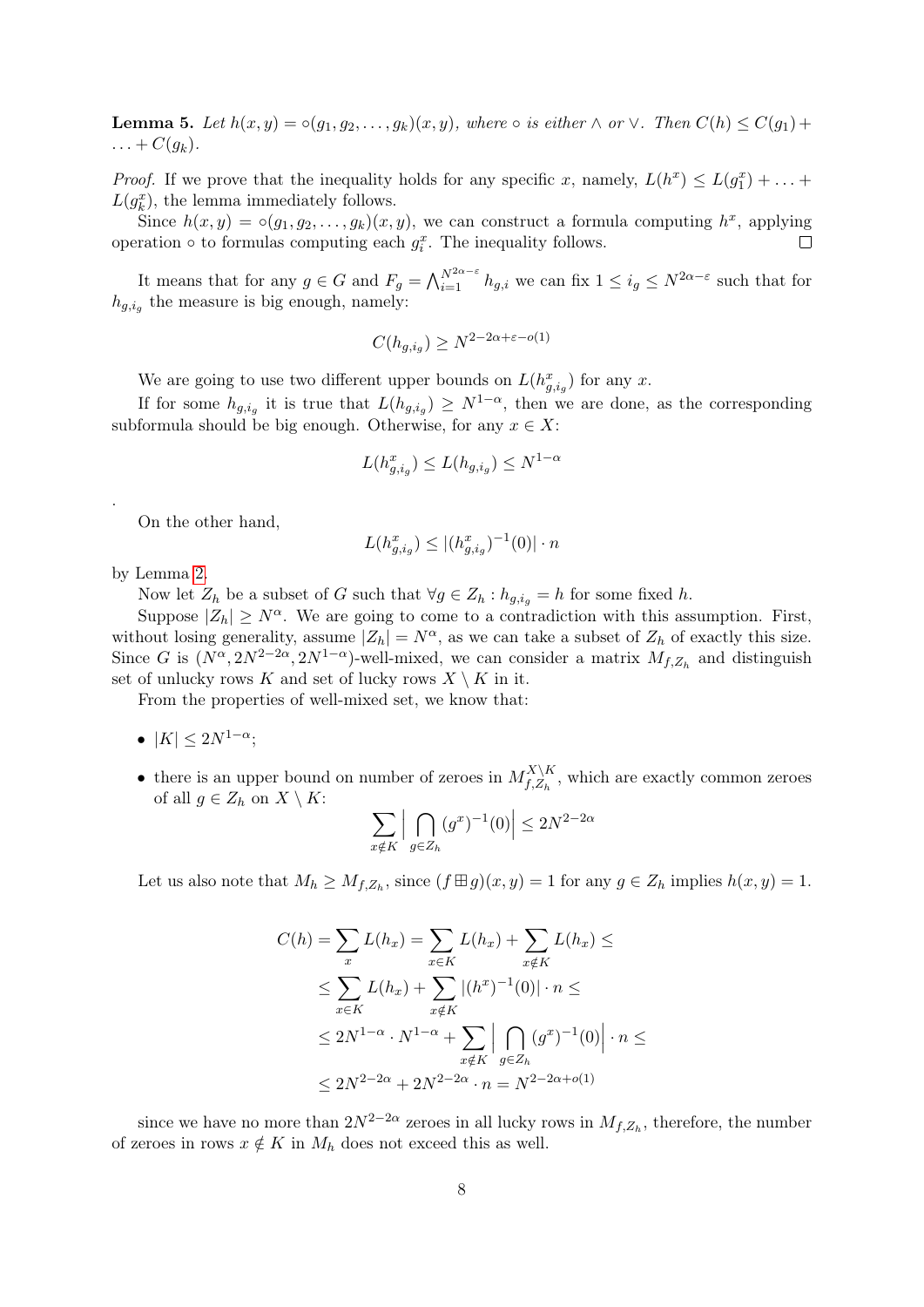**Lemma 5.** *Let $h(x,y) = \circ(g_1, g_2, \ldots, g_k)(x,y)$, where $\circ$ is either $\wedge$ or $\vee$. Then $C(h) \leq C(g_1) + \ldots + C(g_k)$.*

*Proof.* If we prove that the inequality holds for any specific $x$, namely, $L(h^x) \leq L(g_1^x) + \ldots + L(g_k^x)$, the lemma immediately follows.

Since $h(x,y) = \circ(g_1, g_2, \ldots, g_k)(x,y)$, we can construct a formula computing $h^x$, applying operation $\circ$ to formulas computing each $g_i^x$. The inequality follows. $\square$

It means that for any $g \in G$ and $F_g = \bigwedge_{i=1}^{N^{2\alpha-\varepsilon}} h_{g,i}$ we can fix $1 \leq i_g \leq N^{2\alpha-\varepsilon}$ such that for $h_{g,i_g}$ the measure is big enough, namely:

$$C(h_{g,i_g}) \geq N^{2-2\alpha+\varepsilon-o(1)}$$

We are going to use two different upper bounds on $L(h^x_{g,i_g})$ for any $x$.

If for some $h_{g,i_g}$ it is true that $L(h_{g,i_g}) \geq N^{1-\alpha}$, then we are done, as the corresponding subformula should be big enough. Otherwise, for any $x \in X$:

$$L(h^x_{g,i_g}) \leq L(h_{g,i_g}) \leq N^{1-\alpha}$$

.

On the other hand,

$$L(h^x_{g,i_g}) \leq |(h^x_{g,i_g})^{-1}(0)| \cdot n$$

by Lemma 2.

Now let $Z_h$ be a subset of $G$ such that $\forall g \in Z_h : h_{g,i_g} = h$ for some fixed $h$.

Suppose $|Z_h| \geq N^\alpha$. We are going to come to a contradiction with this assumption. First, without losing generality, assume $|Z_h| = N^\alpha$, as we can take a subset of $Z_h$ of exactly this size. Since $G$ is $(N^\alpha, 2N^{2-2\alpha}, 2N^{1-\alpha})$-well-mixed, we can consider a matrix $M_{f,Z_h}$ and distinguish set of unlucky rows $K$ and set of lucky rows $X \setminus K$ in it.

From the properties of well-mixed set, we know that:

- $|K| \leq 2N^{1-\alpha}$;
- there is an upper bound on number of zeroes in $M^{X\setminus K}_{f,Z_h}$, which are exactly common zeroes of all $g \in Z_h$ on $X \setminus K$:
$$\sum_{x \notin K} \Big| \bigcap_{g \in Z_h} (g^x)^{-1}(0) \Big| \leq 2N^{2-2\alpha}$$

Let us also note that $M_h \geq M_{f,Z_h}$, since $(f \boxplus g)(x,y) = 1$ for any $g \in Z_h$ implies $h(x,y) = 1$.

$$\begin{aligned}
C(h) = \sum_x L(h_x) &= \sum_{x \in K} L(h_x) + \sum_{x \notin K} L(h_x) \leq \\
&\leq \sum_{x \in K} L(h_x) + \sum_{x \notin K} |(h^x)^{-1}(0)| \cdot n \leq \\
&\leq 2N^{1-\alpha} \cdot N^{1-\alpha} + \sum_{x \notin K} \Big| \bigcap_{g \in Z_h} (g^x)^{-1}(0) \Big| \cdot n \leq \\
&\leq 2N^{2-2\alpha} + 2N^{2-2\alpha} \cdot n = N^{2-2\alpha+o(1)}
\end{aligned}$$

since we have no more than $2N^{2-2\alpha}$ zeroes in all lucky rows in $M_{f,Z_h}$, therefore, the number of zeroes in rows $x \notin K$ in $M_h$ does not exceed this as well.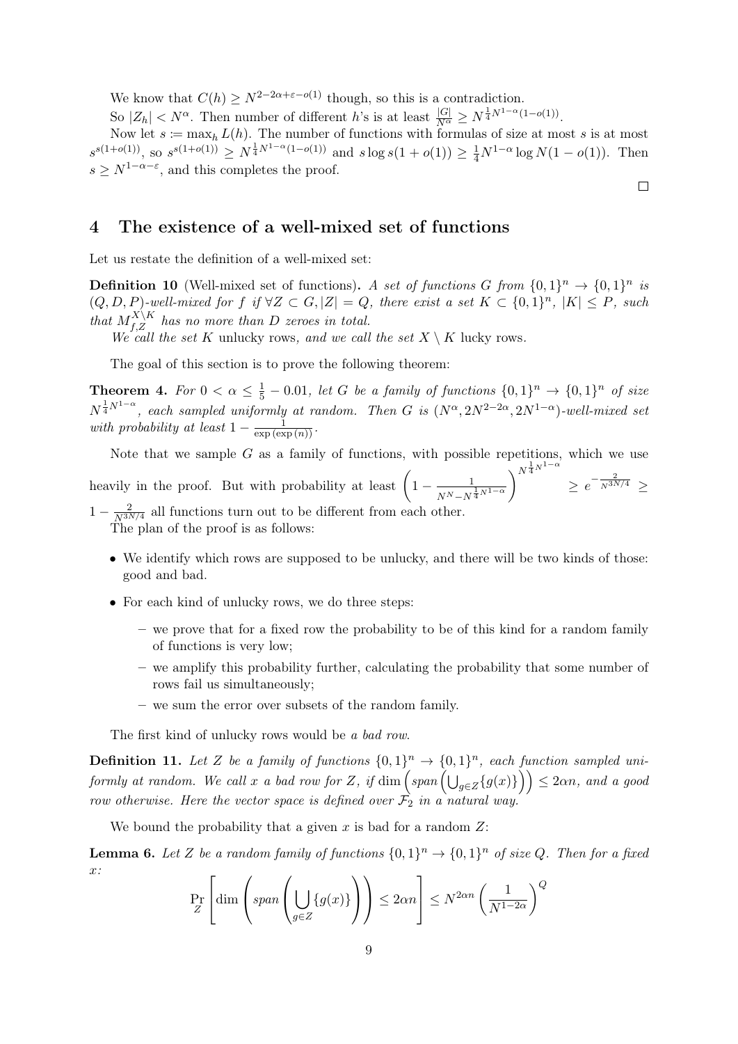We know that $C(h) \geq N^{2-2\alpha+\varepsilon-o(1)}$ though, so this is a contradiction.

So $|Z_h| < N^{\alpha}$. Then number of different $h$'s is at least $\frac{|G|}{N^{\alpha}} \geq N^{\frac{1}{4}N^{1-\alpha}(1-o(1))}$.

Now let $s := \max_h L(h)$. The number of functions with formulas of size at most $s$ is at most $s^{s(1+o(1))}$, so $s^{s(1+o(1))} \geq N^{\frac{1}{4}N^{1-\alpha}(1-o(1))}$ and $s \log s(1+o(1)) \geq \frac{1}{4}N^{1-\alpha}\log N(1-o(1))$. Then $s \geq N^{1-\alpha-\varepsilon}$, and this completes the proof.

□

## 4 The existence of a well-mixed set of functions

Let us restate the definition of a well-mixed set:

**Definition 10** (Well-mixed set of functions)**.** *A set of functions $G$ from $\{0,1\}^n \to \{0,1\}^n$ is $(Q, D, P)$-well-mixed for $f$ if $\forall Z \subset G, |Z| = Q$, there exist a set $K \subset \{0,1\}^n$, $|K| \leq P$, such that $M_{f,Z}^{X \setminus K}$ has no more than $D$ zeroes in total.*

*We call the set $K$* unlucky rows*, and we call the set $X \setminus K$* lucky rows*.*

The goal of this section is to prove the following theorem:

**Theorem 4.** *For $0 < \alpha \leq \frac{1}{5} - 0.01$, let $G$ be a family of functions $\{0,1\}^n \to \{0,1\}^n$ of size $N^{\frac{1}{4}N^{1-\alpha}}$, each sampled uniformly at random. Then $G$ is $(N^{\alpha}, 2N^{2-2\alpha}, 2N^{1-\alpha})$-well-mixed set with probability at least $1 - \frac{1}{\exp(\exp(n))}$.*

Note that we sample $G$ as a family of functions, with possible repetitions, which we use heavily in the proof. But with probability at least $\left(1 - \frac{1}{N^N - N^{\frac{1}{4}N^{1-\alpha}}}\right)^{N^{\frac{1}{4}N^{1-\alpha}}} \geq e^{-\frac{2}{N^{3N/4}}} \geq 1 - \frac{2}{N^{3N/4}}$ all functions turn out to be different from each other.

The plan of the proof is as follows:

- We identify which rows are supposed to be unlucky, and there will be two kinds of those: good and bad.
- For each kind of unlucky rows, we do three steps:
  - we prove that for a fixed row the probability to be of this kind for a random family of functions is very low;
  - we amplify this probability further, calculating the probability that some number of rows fail us simultaneously;
  - we sum the error over subsets of the random family.

The first kind of unlucky rows would be *a bad row*.

**Definition 11.** *Let $Z$ be a family of functions $\{0,1\}^n \to \{0,1\}^n$, each function sampled uniformly at random. We call $x$ a bad row for $Z$, if $\dim\left(span\left(\bigcup_{g\in Z}\{g(x)\}\right)\right) \leq 2\alpha n$, and a good row otherwise. Here the vector space is defined over $\mathcal{F}_2$ in a natural way.*

We bound the probability that a given $x$ is bad for a random $Z$:

**Lemma 6.** *Let $Z$ be a random family of functions $\{0,1\}^n \to \{0,1\}^n$ of size $Q$. Then for a fixed $x$:*

$$\Pr_Z\left[\dim\left(span\left(\bigcup_{g\in Z}\{g(x)\}\right)\right) \leq 2\alpha n\right] \leq N^{2\alpha n}\left(\frac{1}{N^{1-2\alpha}}\right)^Q$$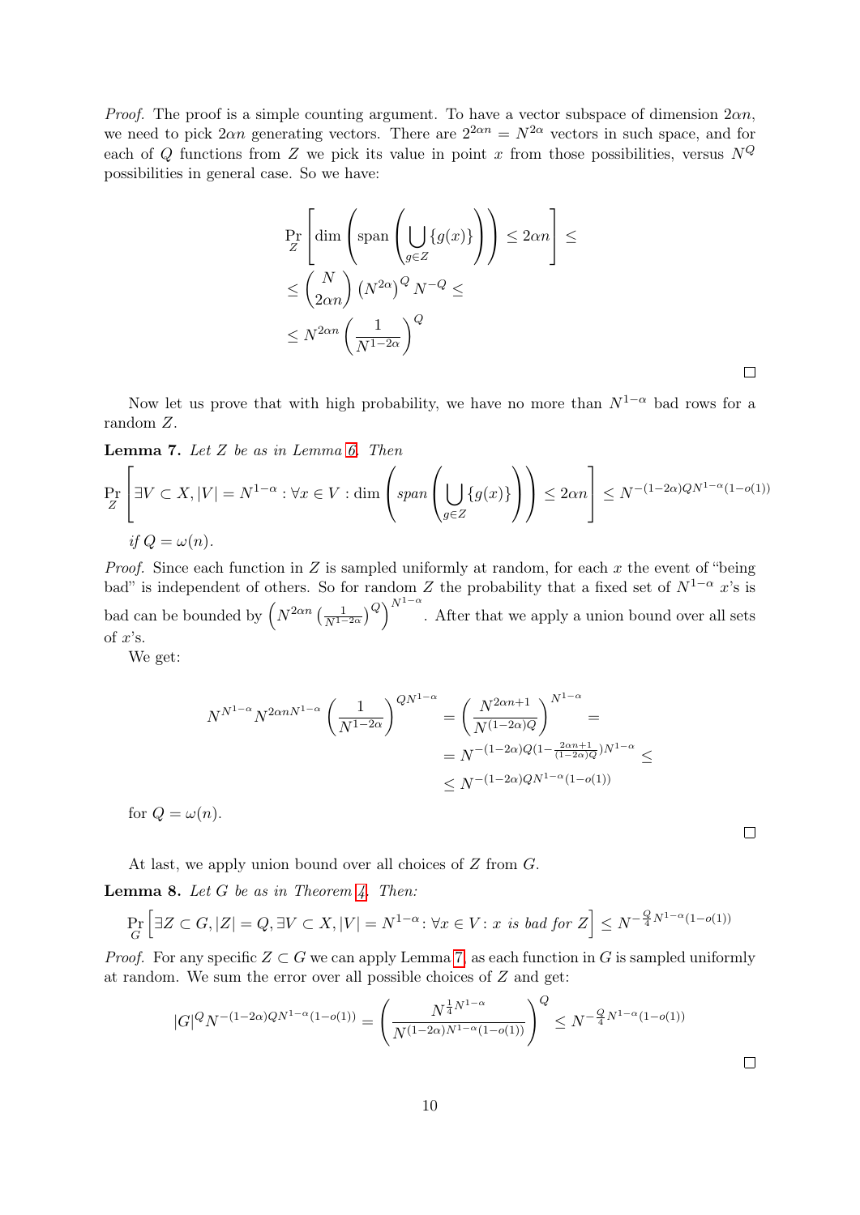*Proof.* The proof is a simple counting argument. To have a vector subspace of dimension $2\alpha n$, we need to pick $2\alpha n$ generating vectors. There are $2^{2\alpha n} = N^{2\alpha}$ vectors in such space, and for each of $Q$ functions from $Z$ we pick its value in point $x$ from those possibilities, versus $N^Q$ possibilities in general case. So we have:

$$\begin{aligned}
&\Pr_Z\left[\dim\left(\text{span}\left(\bigcup_{g\in Z}\{g(x)\}\right)\right) \le 2\alpha n\right] \le \\
&\le \binom{N}{2\alpha n}\left(N^{2\alpha}\right)^Q N^{-Q} \le \\
&\le N^{2\alpha n}\left(\frac{1}{N^{1-2\alpha}}\right)^Q
\end{aligned}$$

□

Now let us prove that with high probability, we have no more than $N^{1-\alpha}$ bad rows for a random $Z$.

**Lemma 7.** *Let $Z$ be as in Lemma 6. Then*

$$\Pr_Z\left[\exists V \subset X, |V| = N^{1-\alpha} : \forall x \in V : \dim\left(\mathit{span}\left(\bigcup_{g\in Z}\{g(x)\}\right)\right) \le 2\alpha n\right] \le N^{-(1-2\alpha)QN^{1-\alpha}(1-o(1))}$$

*if $Q = \omega(n)$.*

*Proof.* Since each function in $Z$ is sampled uniformly at random, for each $x$ the event of "being bad" is independent of others. So for random $Z$ the probability that a fixed set of $N^{1-\alpha}$ $x$'s is bad can be bounded by $\left(N^{2\alpha n}\left(\frac{1}{N^{1-2\alpha}}\right)^Q\right)^{N^{1-\alpha}}$. After that we apply a union bound over all sets of $x$'s.

We get:

$$\begin{aligned}
N^{N^{1-\alpha}}N^{2\alpha n N^{1-\alpha}}\left(\frac{1}{N^{1-2\alpha}}\right)^{QN^{1-\alpha}} &= \left(\frac{N^{2\alpha n+1}}{N^{(1-2\alpha)Q}}\right)^{N^{1-\alpha}} = \\
&= N^{-(1-2\alpha)Q(1-\frac{2\alpha n+1}{(1-2\alpha)Q})N^{1-\alpha}} \le \\
&\le N^{-(1-2\alpha)QN^{1-\alpha}(1-o(1))}
\end{aligned}$$

for $Q = \omega(n)$.

□

At last, we apply union bound over all choices of $Z$ from $G$.

**Lemma 8.** *Let $G$ be as in Theorem 4. Then:*

$$\Pr_G\left[\exists Z \subset G, |Z| = Q, \exists V \subset X, |V| = N^{1-\alpha} \colon \forall x \in V \colon x \text{ is bad for } Z\right] \le N^{-\frac{Q}{4}N^{1-\alpha}(1-o(1))}$$

*Proof.* For any specific $Z \subset G$ we can apply Lemma 7, as each function in $G$ is sampled uniformly at random. We sum the error over all possible choices of $Z$ and get:

$$|G|^Q N^{-(1-2\alpha)QN^{1-\alpha}(1-o(1))} = \left(\frac{N^{\frac{1}{4}N^{1-\alpha}}}{N^{(1-2\alpha)N^{1-\alpha}(1-o(1))}}\right)^Q \le N^{-\frac{Q}{4}N^{1-\alpha}(1-o(1))}$$

□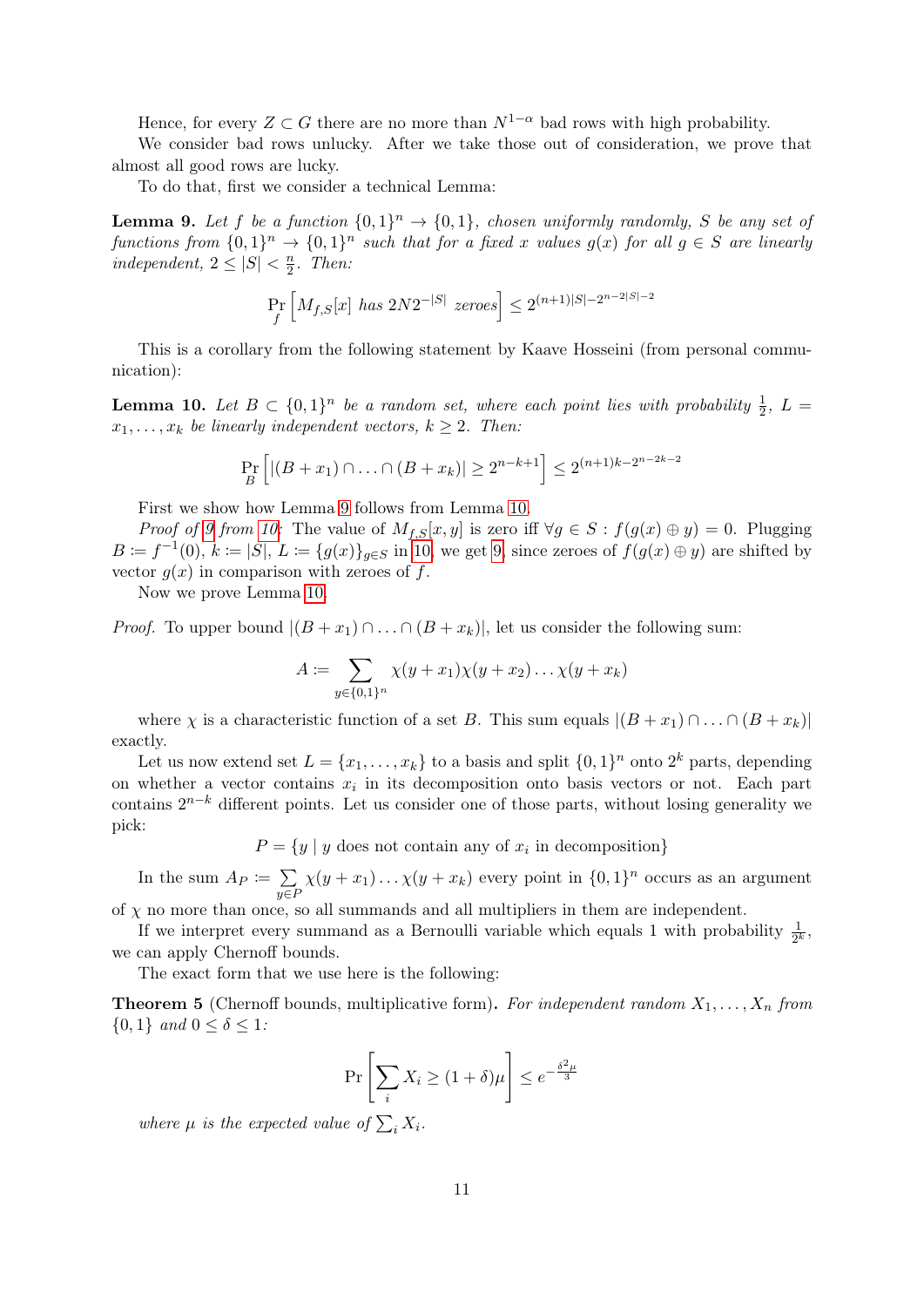Hence, for every $Z \subset G$ there are no more than $N^{1-\alpha}$ bad rows with high probability.

We consider bad rows unlucky. After we take those out of consideration, we prove that almost all good rows are lucky.

To do that, first we consider a technical Lemma:

**Lemma 9.** *Let $f$ be a function $\{0,1\}^n \to \{0,1\}$, chosen uniformly randomly, $S$ be any set of functions from $\{0,1\}^n \to \{0,1\}^n$ such that for a fixed $x$ values $g(x)$ for all $g \in S$ are linearly independent, $2 \leq |S| < \frac{n}{2}$. Then:*

$$\Pr_f \left[ M_{f,S}[x] \text{ has } 2N2^{-|S|} \text{ zeroes} \right] \leq 2^{(n+1)|S| - 2^{n-2|S|-2}}$$

This is a corollary from the following statement by Kaave Hosseini (from personal communication):

**Lemma 10.** *Let $B \subset \{0,1\}^n$ be a random set, where each point lies with probability $\frac{1}{2}$, $L = x_1, \ldots, x_k$ be linearly independent vectors, $k \geq 2$. Then:*

$$\Pr_B \left[ |(B + x_1) \cap \ldots \cap (B + x_k)| \geq 2^{n-k+1} \right] \leq 2^{(n+1)k - 2^{n-2k-2}}$$

First we show how Lemma 9 follows from Lemma 10.

*Proof of 9 from 10:* The value of $M_{f,S}[x,y]$ is zero iff $\forall g \in S : f(g(x) \oplus y) = 0$. Plugging $B := f^{-1}(0)$, $k := |S|$, $L := \{g(x)\}_{g \in S}$ in 10, we get 9, since zeroes of $f(g(x) \oplus y)$ are shifted by vector $g(x)$ in comparison with zeroes of $f$.

Now we prove Lemma 10.

*Proof.* To upper bound $|(B + x_1) \cap \ldots \cap (B + x_k)|$, let us consider the following sum:

$$A := \sum_{y \in \{0,1\}^n} \chi(y + x_1)\chi(y + x_2) \ldots \chi(y + x_k)$$

where $\chi$ is a characteristic function of a set $B$. This sum equals $|(B + x_1) \cap \ldots \cap (B + x_k)|$ exactly.

Let us now extend set $L = \{x_1, \ldots, x_k\}$ to a basis and split $\{0,1\}^n$ onto $2^k$ parts, depending on whether a vector contains $x_i$ in its decomposition onto basis vectors or not. Each part contains $2^{n-k}$ different points. Let us consider one of those parts, without losing generality we pick:

$$P = \{y \mid y \text{ does not contain any of } x_i \text{ in decomposition}\}$$

In the sum $A_P := \sum_{y \in P} \chi(y + x_1) \ldots \chi(y + x_k)$ every point in $\{0,1\}^n$ occurs as an argument of $\chi$ no more than once, so all summands and all multipliers in them are independent.

If we interpret every summand as a Bernoulli variable which equals 1 with probability $\frac{1}{2^k}$, we can apply Chernoff bounds.

The exact form that we use here is the following:

**Theorem 5** (Chernoff bounds, multiplicative form)**.** *For independent random $X_1, \ldots, X_n$ from $\{0,1\}$ and $0 \leq \delta \leq 1$:*

$$\Pr \left[ \sum_i X_i \geq (1 + \delta)\mu \right] \leq e^{-\frac{\delta^2 \mu}{3}}$$

*where $\mu$ is the expected value of $\sum_i X_i$.*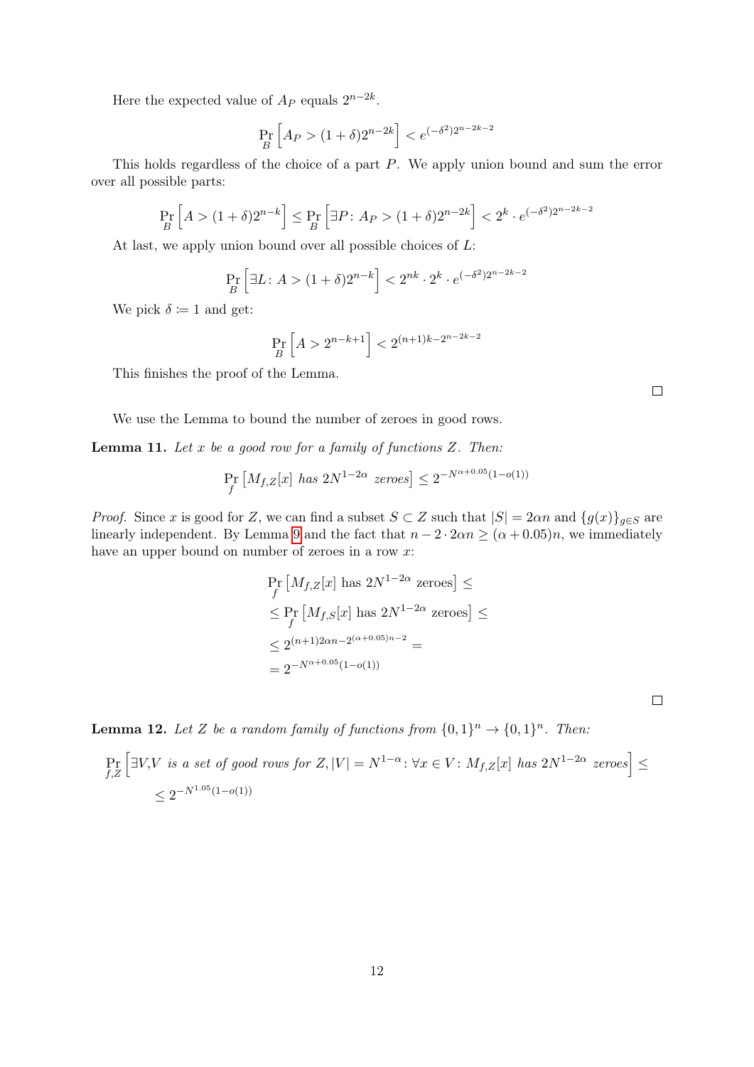Here the expected value of $A_P$ equals $2^{n-2k}$.

$$\Pr_B\left[A_P > (1+\delta)2^{n-2k}\right] < e^{(-\delta^2)2^{n-2k-2}}$$

This holds regardless of the choice of a part $P$. We apply union bound and sum the error over all possible parts:

$$\Pr_B\left[A > (1+\delta)2^{n-k}\right] \le \Pr_B\left[\exists P\colon A_P > (1+\delta)2^{n-2k}\right] < 2^k \cdot e^{(-\delta^2)2^{n-2k-2}}$$

At last, we apply union bound over all possible choices of $L$:

$$\Pr_B\left[\exists L\colon A > (1+\delta)2^{n-k}\right] < 2^{nk} \cdot 2^k \cdot e^{(-\delta^2)2^{n-2k-2}}$$

We pick $\delta \coloneqq 1$ and get:

$$\Pr_B\left[A > 2^{n-k+1}\right] < 2^{(n+1)k - 2^{n-2k-2}}$$

This finishes the proof of the Lemma.

□

We use the Lemma to bound the number of zeroes in good rows.

**Lemma 11.** *Let $x$ be a good row for a family of functions $Z$. Then:*

$$\Pr_f\left[M_{f,Z}[x] \text{ has } 2N^{1-2\alpha} \text{ zeroes}\right] \le 2^{-N^{\alpha+0.05}(1-o(1))}$$

*Proof.* Since $x$ is good for $Z$, we can find a subset $S \subset Z$ such that $|S| = 2\alpha n$ and $\{g(x)\}_{g\in S}$ are linearly independent. By Lemma 9 and the fact that $n - 2\cdot 2\alpha n \ge (\alpha + 0.05)n$, we immediately have an upper bound on number of zeroes in a row $x$:

$$\begin{aligned}
&\Pr_f\left[M_{f,Z}[x] \text{ has } 2N^{1-2\alpha} \text{ zeroes}\right] \le \\
&\le \Pr_f\left[M_{f,S}[x] \text{ has } 2N^{1-2\alpha} \text{ zeroes}\right] \le \\
&\le 2^{(n+1)2\alpha n - 2^{(\alpha+0.05)n-2}} = \\
&= 2^{-N^{\alpha+0.05}(1-o(1))}
\end{aligned}$$

□

**Lemma 12.** *Let $Z$ be a random family of functions from $\{0,1\}^n \to \{0,1\}^n$. Then:*

$$\Pr_{f,Z}\left[\exists V, V \text{ is a set of good rows for } Z, |V| = N^{1-\alpha}\colon \forall x \in V\colon M_{f,Z}[x] \text{ has } 2N^{1-2\alpha} \text{ zeroes}\right] \le$$
$$\le 2^{-N^{1.05}(1-o(1))}$$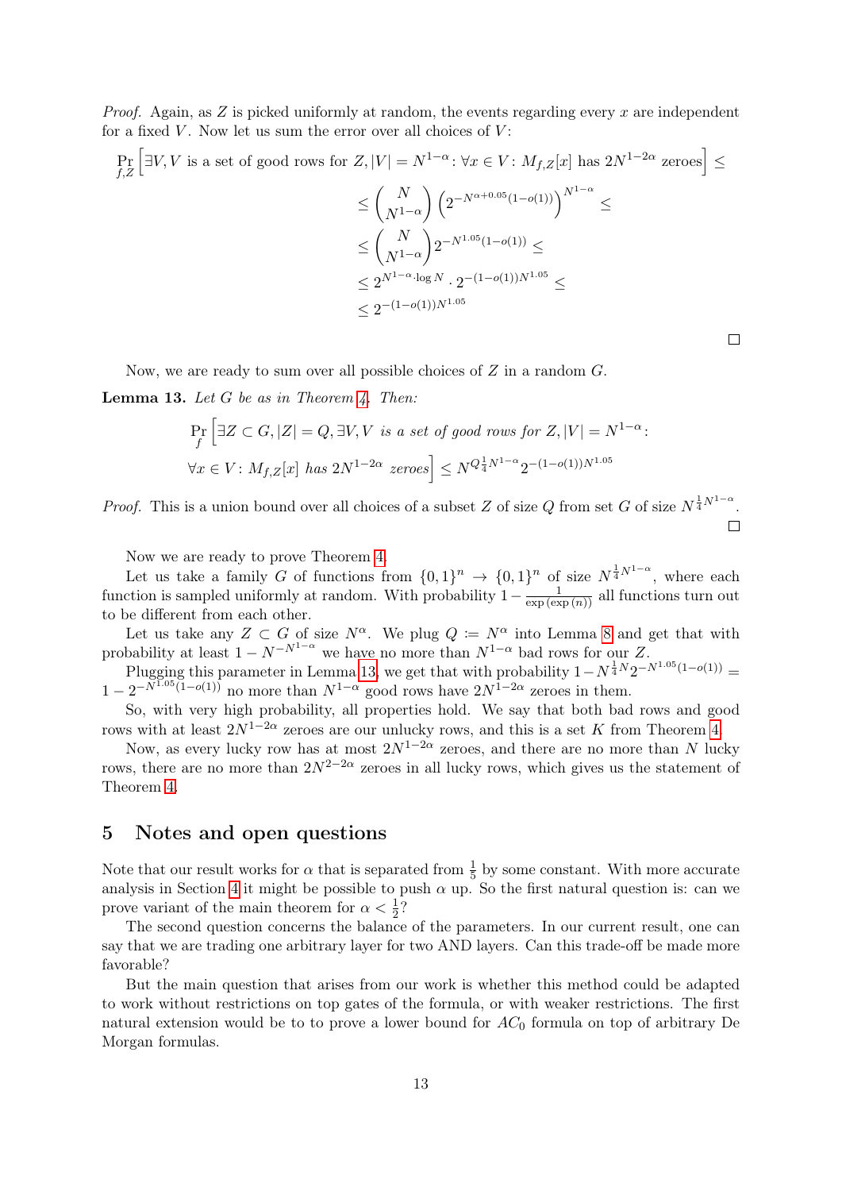*Proof.* Again, as $Z$ is picked uniformly at random, the events regarding every $x$ are independent for a fixed $V$. Now let us sum the error over all choices of $V$:

$$
\begin{aligned}
\Pr_{f,Z}\left[\exists V, V \text{ is a set of good rows for } Z, |V| = N^{1-\alpha}\colon \forall x \in V\colon M_{f,Z}[x] \text{ has } 2N^{1-2\alpha} \text{ zeroes}\right] &\leq \\
&\leq \binom{N}{N^{1-\alpha}} \left(2^{-N^{\alpha+0.05}(1-o(1))}\right)^{N^{1-\alpha}} \leq \\
&\leq \binom{N}{N^{1-\alpha}} 2^{-N^{1.05}(1-o(1))} \leq \\
&\leq 2^{N^{1-\alpha}\cdot \log N} \cdot 2^{-(1-o(1))N^{1.05}} \leq \\
&\leq 2^{-(1-o(1))N^{1.05}}
\end{aligned}
$$

□

Now, we are ready to sum over all possible choices of $Z$ in a random $G$.

**Lemma 13.** *Let $G$ be as in Theorem 4. Then:*

$$
\Pr_f\left[\exists Z \subset G, |Z| = Q, \exists V, V \text{ is a set of good rows for } Z, |V| = N^{1-\alpha}\colon \right.
$$
$$
\left. \forall x \in V\colon M_{f,Z}[x] \text{ has } 2N^{1-2\alpha} \text{ zeroes}\right] \leq N^{Q\frac{1}{4}N^{1-\alpha}} 2^{-(1-o(1))N^{1.05}}
$$

*Proof.* This is a union bound over all choices of a subset $Z$ of size $Q$ from set $G$ of size $N^{\frac{1}{4}N^{1-\alpha}}$. □

Now we are ready to prove Theorem 4.

Let us take a family $G$ of functions from $\{0,1\}^n \to \{0,1\}^n$ of size $N^{\frac{1}{4}N^{1-\alpha}}$, where each function is sampled uniformly at random. With probability $1 - \frac{1}{\exp(\exp(n))}$ all functions turn out to be different from each other.

Let us take any $Z \subset G$ of size $N^\alpha$. We plug $Q \coloneqq N^\alpha$ into Lemma 8 and get that with probability at least $1 - N^{-N^{1-\alpha}}$ we have no more than $N^{1-\alpha}$ bad rows for our $Z$.

Plugging this parameter in Lemma 13, we get that with probability $1 - N^{\frac{1}{4}N} 2^{-N^{1.05}(1-o(1))} = 1 - 2^{-N^{1.05}(1-o(1))}$ no more than $N^{1-\alpha}$ good rows have $2N^{1-2\alpha}$ zeroes in them.

So, with very high probability, all properties hold. We say that both bad rows and good rows with at least $2N^{1-2\alpha}$ zeroes are our unlucky rows, and this is a set $K$ from Theorem 4.

Now, as every lucky row has at most $2N^{1-2\alpha}$ zeroes, and there are no more than $N$ lucky rows, there are no more than $2N^{2-2\alpha}$ zeroes in all lucky rows, which gives us the statement of Theorem 4.

## 5 Notes and open questions

Note that our result works for $\alpha$ that is separated from $\frac{1}{5}$ by some constant. With more accurate analysis in Section 4 it might be possible to push $\alpha$ up. So the first natural question is: can we prove variant of the main theorem for $\alpha < \frac{1}{2}$?

The second question concerns the balance of the parameters. In our current result, one can say that we are trading one arbitrary layer for two AND layers. Can this trade-off be made more favorable?

But the main question that arises from our work is whether this method could be adapted to work without restrictions on top gates of the formula, or with weaker restrictions. The first natural extension would be to to prove a lower bound for $AC_0$ formula on top of arbitrary De Morgan formulas.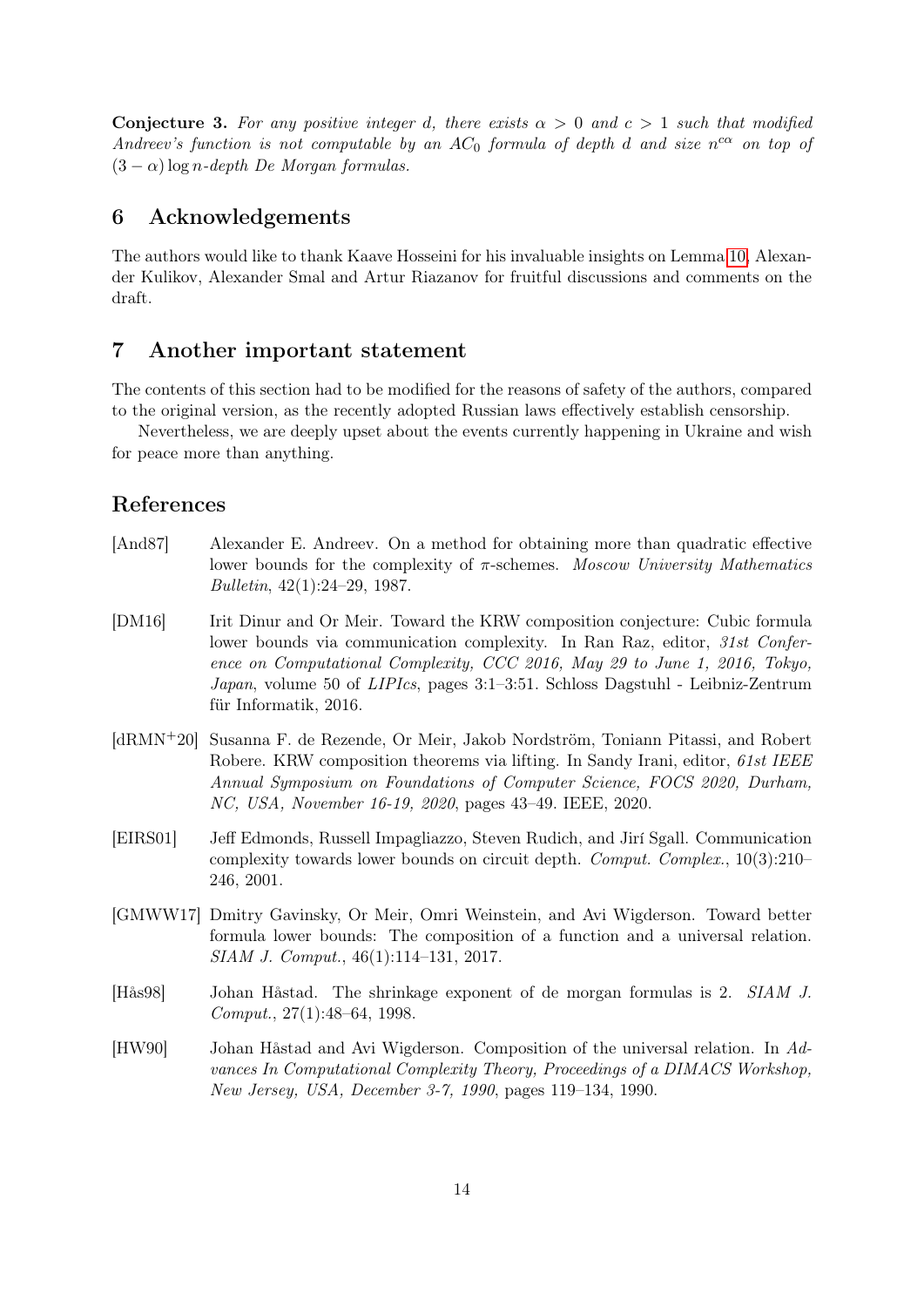**Conjecture 3.** *For any positive integer $d$, there exists $\alpha > 0$ and $c > 1$ such that modified Andreev's function is not computable by an $AC_0$ formula of depth $d$ and size $n^{c\alpha}$ on top of $(3 - \alpha)\log n$-depth De Morgan formulas.*

## 6 Acknowledgements

The authors would like to thank Kaave Hosseini for his invaluable insights on Lemma 10, Alexander Kulikov, Alexander Smal and Artur Riazanov for fruitful discussions and comments on the draft.

## 7 Another important statement

The contents of this section had to be modified for the reasons of safety of the authors, compared to the original version, as the recently adopted Russian laws effectively establish censorship.

Nevertheless, we are deeply upset about the events currently happening in Ukraine and wish for peace more than anything.

## References

[And87] Alexander E. Andreev. On a method for obtaining more than quadratic effective lower bounds for the complexity of $\pi$-schemes. *Moscow University Mathematics Bulletin*, 42(1):24–29, 1987.

[DM16] Irit Dinur and Or Meir. Toward the KRW composition conjecture: Cubic formula lower bounds via communication complexity. In Ran Raz, editor, *31st Conference on Computational Complexity, CCC 2016, May 29 to June 1, 2016, Tokyo, Japan*, volume 50 of *LIPIcs*, pages 3:1–3:51. Schloss Dagstuhl - Leibniz-Zentrum für Informatik, 2016.

[dRMN+20] Susanna F. de Rezende, Or Meir, Jakob Nordström, Toniann Pitassi, and Robert Robere. KRW composition theorems via lifting. In Sandy Irani, editor, *61st IEEE Annual Symposium on Foundations of Computer Science, FOCS 2020, Durham, NC, USA, November 16-19, 2020*, pages 43–49. IEEE, 2020.

[EIRS01] Jeff Edmonds, Russell Impagliazzo, Steven Rudich, and Jirí Sgall. Communication complexity towards lower bounds on circuit depth. *Comput. Complex.*, 10(3):210–246, 2001.

[GMWW17] Dmitry Gavinsky, Or Meir, Omri Weinstein, and Avi Wigderson. Toward better formula lower bounds: The composition of a function and a universal relation. *SIAM J. Comput.*, 46(1):114–131, 2017.

[Hås98] Johan Håstad. The shrinkage exponent of de morgan formulas is 2. *SIAM J. Comput.*, 27(1):48–64, 1998.

[HW90] Johan Håstad and Avi Wigderson. Composition of the universal relation. In *Advances In Computational Complexity Theory, Proceedings of a DIMACS Workshop, New Jersey, USA, December 3-7, 1990*, pages 119–134, 1990.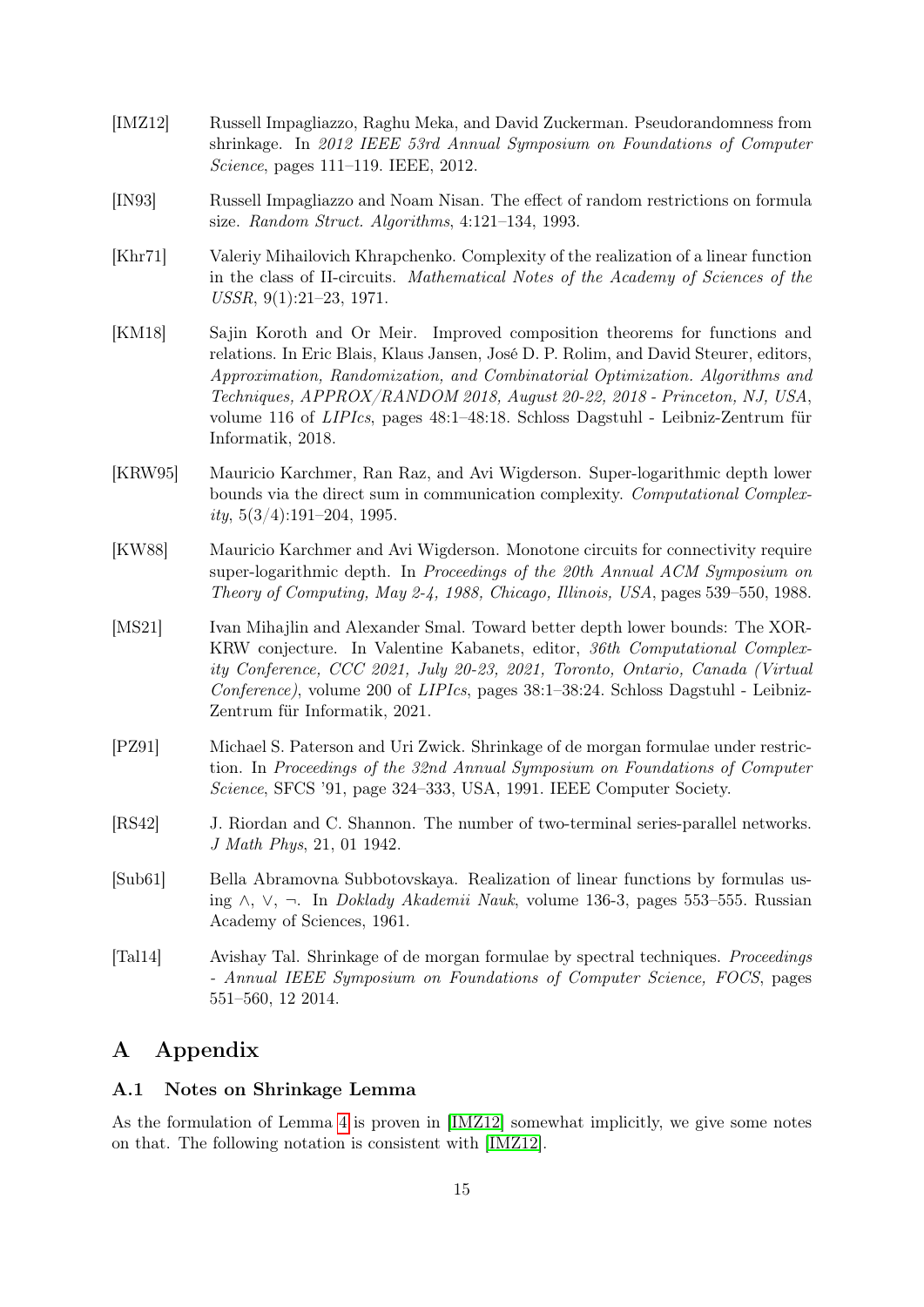[IMZ12] Russell Impagliazzo, Raghu Meka, and David Zuckerman. Pseudorandomness from shrinkage. In *2012 IEEE 53rd Annual Symposium on Foundations of Computer Science*, pages 111–119. IEEE, 2012.

[IN93] Russell Impagliazzo and Noam Nisan. The effect of random restrictions on formula size. *Random Struct. Algorithms*, 4:121–134, 1993.

[Khr71] Valeriy Mihailovich Khrapchenko. Complexity of the realization of a linear function in the class of II-circuits. *Mathematical Notes of the Academy of Sciences of the USSR*, 9(1):21–23, 1971.

[KM18] Sajin Koroth and Or Meir. Improved composition theorems for functions and relations. In Eric Blais, Klaus Jansen, José D. P. Rolim, and David Steurer, editors, *Approximation, Randomization, and Combinatorial Optimization. Algorithms and Techniques, APPROX/RANDOM 2018, August 20-22, 2018 - Princeton, NJ, USA*, volume 116 of *LIPIcs*, pages 48:1–48:18. Schloss Dagstuhl - Leibniz-Zentrum für Informatik, 2018.

[KRW95] Mauricio Karchmer, Ran Raz, and Avi Wigderson. Super-logarithmic depth lower bounds via the direct sum in communication complexity. *Computational Complexity*, 5(3/4):191–204, 1995.

[KW88] Mauricio Karchmer and Avi Wigderson. Monotone circuits for connectivity require super-logarithmic depth. In *Proceedings of the 20th Annual ACM Symposium on Theory of Computing, May 2-4, 1988, Chicago, Illinois, USA*, pages 539–550, 1988.

[MS21] Ivan Mihajlin and Alexander Smal. Toward better depth lower bounds: The XOR-KRW conjecture. In Valentine Kabanets, editor, *36th Computational Complexity Conference, CCC 2021, July 20-23, 2021, Toronto, Ontario, Canada (Virtual Conference)*, volume 200 of *LIPIcs*, pages 38:1–38:24. Schloss Dagstuhl - Leibniz-Zentrum für Informatik, 2021.

[PZ91] Michael S. Paterson and Uri Zwick. Shrinkage of de morgan formulae under restriction. In *Proceedings of the 32nd Annual Symposium on Foundations of Computer Science*, SFCS '91, page 324–333, USA, 1991. IEEE Computer Society.

[RS42] J. Riordan and C. Shannon. The number of two-terminal series-parallel networks. *J Math Phys*, 21, 01 1942.

[Sub61] Bella Abramovna Subbotovskaya. Realization of linear functions by formulas using $\wedge$, $\vee$, $\neg$. In *Doklady Akademii Nauk*, volume 136-3, pages 553–555. Russian Academy of Sciences, 1961.

[Tal14] Avishay Tal. Shrinkage of de morgan formulae by spectral techniques. *Proceedings - Annual IEEE Symposium on Foundations of Computer Science, FOCS*, pages 551–560, 12 2014.

# A Appendix

## A.1 Notes on Shrinkage Lemma

As the formulation of Lemma 4 is proven in [IMZ12] somewhat implicitly, we give some notes on that. The following notation is consistent with [IMZ12].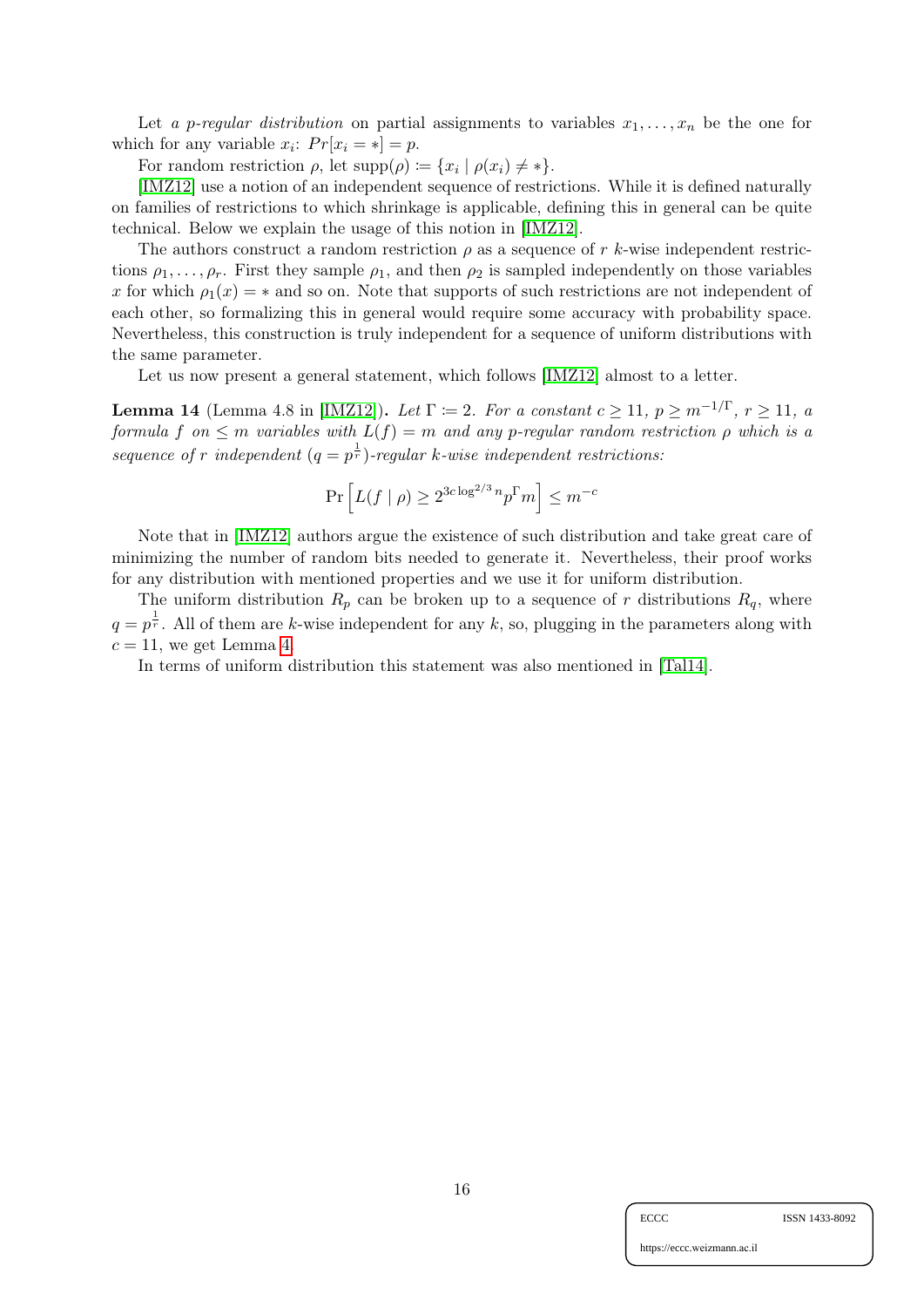Let *a p-regular distribution* on partial assignments to variables $x_1, \ldots, x_n$ be the one for which for any variable $x_i$: $Pr[x_i = *] = p$.

For random restriction $\rho$, let $\text{supp}(\rho) \coloneqq \{x_i \mid \rho(x_i) \neq *\}$.

[IMZ12] use a notion of an independent sequence of restrictions. While it is defined naturally on families of restrictions to which shrinkage is applicable, defining this in general can be quite technical. Below we explain the usage of this notion in [IMZ12].

The authors construct a random restriction $\rho$ as a sequence of $r$ $k$-wise independent restrictions $\rho_1, \ldots, \rho_r$. First they sample $\rho_1$, and then $\rho_2$ is sampled independently on those variables $x$ for which $\rho_1(x) = *$ and so on. Note that supports of such restrictions are not independent of each other, so formalizing this in general would require some accuracy with probability space. Nevertheless, this construction is truly independent for a sequence of uniform distributions with the same parameter.

Let us now present a general statement, which follows [IMZ12] almost to a letter.

**Lemma 14** (Lemma 4.8 in [IMZ12])**.** *Let $\Gamma \coloneqq 2$. For a constant $c \geq 11$, $p \geq m^{-1/\Gamma}$, $r \geq 11$, a formula $f$ on $\leq m$ variables with $L(f) = m$ and any $p$-regular random restriction $\rho$ which is a sequence of $r$ independent ($q = p^{\frac{1}{r}}$)-regular $k$-wise independent restrictions:*

$$\Pr\left[L(f \mid \rho) \geq 2^{3c \log^{2/3} n} p^{\Gamma} m\right] \leq m^{-c}$$

Note that in [IMZ12] authors argue the existence of such distribution and take great care of minimizing the number of random bits needed to generate it. Nevertheless, their proof works for any distribution with mentioned properties and we use it for uniform distribution.

The uniform distribution $R_p$ can be broken up to a sequence of $r$ distributions $R_q$, where $q = p^{\frac{1}{r}}$. All of them are $k$-wise independent for any $k$, so, plugging in the parameters along with $c = 11$, we get Lemma 4.

In terms of uniform distribution this statement was also mentioned in [Tal14].